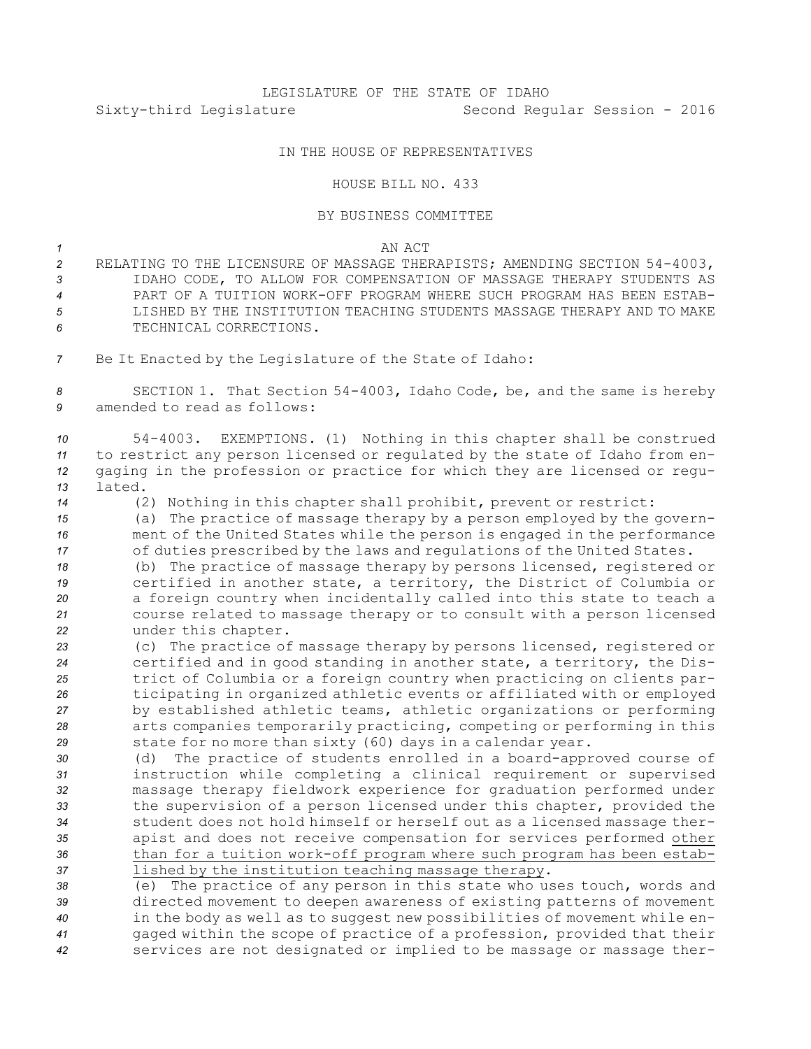LEGISLATURE OF THE STATE OF IDAHO

Sixty-third Legislature Second Regular Session - 2016

IN THE HOUSE OF REPRESENTATIVES

HOUSE BILL NO. 433

BY BUSINESS COMMITTEE

AN ACT

RELATING TO THE LICENSURE OF MASSAGE THERAPISTS; AMENDING SECTION 54-4003, IDAHO CODE, TO ALLOW FOR COMPENSATION OF MASSAGE THERAPY STUDENTS AS PART OF A TUITION WORK-OFF PROGRAM WHERE SUCH PROGRAM HAS BEEN ESTABLISHED BY THE INSTITUTION TEACHING STUDENTS MASSAGE THERAPY AND TO MAKE TECHNICAL CORRECTIONS.

Be It Enacted by the Legislature of the State of Idaho:

SECTION 1. That Section 54-4003, Idaho Code, be, and the same is hereby amended to read as follows:

54-4003. EXEMPTIONS. (1) Nothing in this chapter shall be construed to restrict any person licensed or regulated by the state of Idaho from engaging in the profession or practice for which they are licensed or regulated.

(2) Nothing in this chapter shall prohibit, prevent or restrict:

(a) The practice of massage therapy by a person employed by the government of the United States while the person is engaged in the performance of duties prescribed by the laws and regulations of the United States.

(b) The practice of massage therapy by persons licensed, registered or certified in another state, a territory, the District of Columbia or a foreign country when incidentally called into this state to teach a course related to massage therapy or to consult with a person licensed under this chapter.

(c) The practice of massage therapy by persons licensed, registered or certified and in good standing in another state, a territory, the District of Columbia or a foreign country when practicing on clients participating in organized athletic events or affiliated with or employed by established athletic teams, athletic organizations or performing arts companies temporarily practicing, competing or performing in this state for no more than sixty (60) days in a calendar year.

(d) The practice of students enrolled in a board-approved course of instruction while completing a clinical requirement or supervised massage therapy fieldwork experience for graduation performed under the supervision of a person licensed under this chapter, provided the student does not hold himself or herself out as a licensed massage therapist and does not receive compensation for services performed <u>other than for a tuition work-off program where such program has been established by the institution teaching massage therapy</u>.

(e) The practice of any person in this state who uses touch, words and directed movement to deepen awareness of existing patterns of movement in the body as well as to suggest new possibilities of movement while engaged within the scope of practice of a profession, provided that their services are not designated or implied to be massage or massage ther-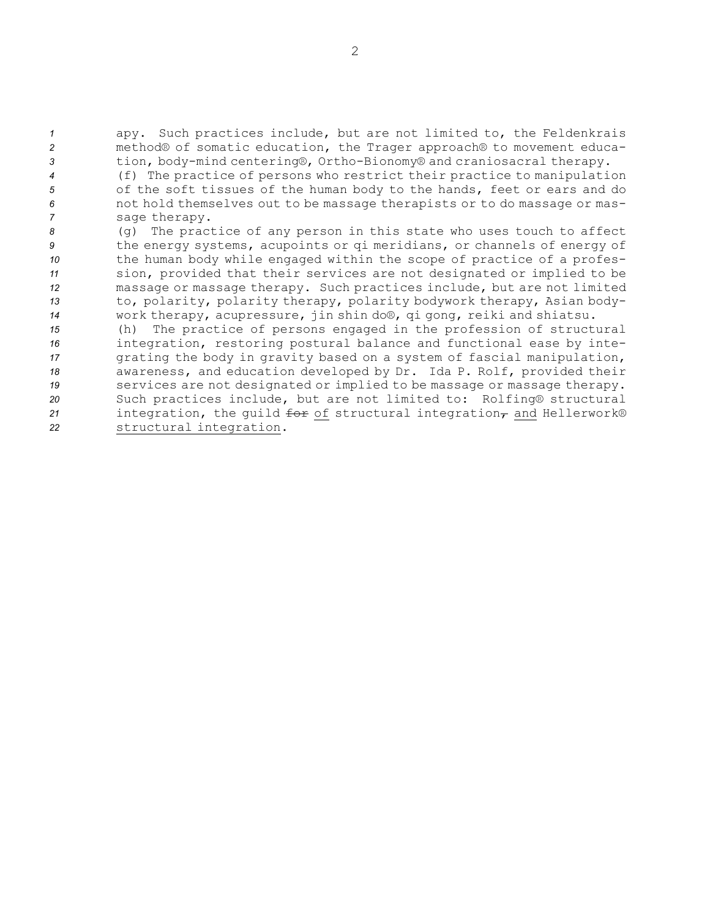apy. Such practices include, but are not limited to, the Feldenkrais method® of somatic education, the Trager approach® to movement education, body-mind centering®, Ortho-Bionomy® and craniosacral therapy.

(f) The practice of persons who restrict their practice to manipulation of the soft tissues of the human body to the hands, feet or ears and do not hold themselves out to be massage therapists or to do massage or massage therapy.

(g) The practice of any person in this state who uses touch to affect the energy systems, acupoints or qi meridians, or channels of energy of the human body while engaged within the scope of practice of a profession, provided that their services are not designated or implied to be massage or massage therapy. Such practices include, but are not limited to, polarity, polarity therapy, polarity bodywork therapy, Asian bodywork therapy, acupressure, jin shin do®, qi gong, reiki and shiatsu.

(h) The practice of persons engaged in the profession of structural integration, restoring postural balance and functional ease by integrating the body in gravity based on a system of fascial manipulation, awareness, and education developed by Dr. Ida P. Rolf, provided their services are not designated or implied to be massage or massage therapy. Such practices include, but are not limited to: Rolfing® structural integration, the guild ~~for~~ of structural integration~~,~~ and Hellerwork® structural integration.